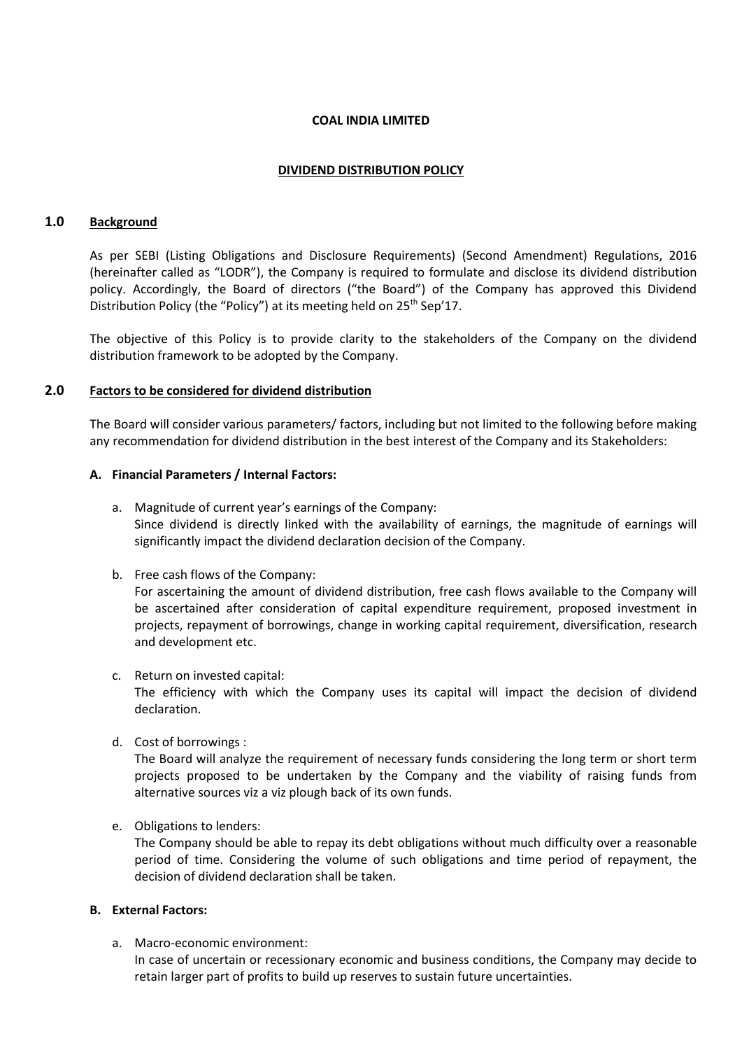**COAL INDIA LIMITED**

**DIVIDEND DISTRIBUTION POLICY**

## 1.0 Background

As per SEBI (Listing Obligations and Disclosure Requirements) (Second Amendment) Regulations, 2016 (hereinafter called as "LODR"), the Company is required to formulate and disclose its dividend distribution policy. Accordingly, the Board of directors ("the Board") of the Company has approved this Dividend Distribution Policy (the "Policy") at its meeting held on 25th Sep'17.

The objective of this Policy is to provide clarity to the stakeholders of the Company on the dividend distribution framework to be adopted by the Company.

## 2.0 Factors to be considered for dividend distribution

The Board will consider various parameters/ factors, including but not limited to the following before making any recommendation for dividend distribution in the best interest of the Company and its Stakeholders:

### A. Financial Parameters / Internal Factors:

a. Magnitude of current year's earnings of the Company:
Since dividend is directly linked with the availability of earnings, the magnitude of earnings will significantly impact the dividend declaration decision of the Company.

b. Free cash flows of the Company:
For ascertaining the amount of dividend distribution, free cash flows available to the Company will be ascertained after consideration of capital expenditure requirement, proposed investment in projects, repayment of borrowings, change in working capital requirement, diversification, research and development etc.

c. Return on invested capital:
The efficiency with which the Company uses its capital will impact the decision of dividend declaration.

d. Cost of borrowings :
The Board will analyze the requirement of necessary funds considering the long term or short term projects proposed to be undertaken by the Company and the viability of raising funds from alternative sources viz a viz plough back of its own funds.

e. Obligations to lenders:
The Company should be able to repay its debt obligations without much difficulty over a reasonable period of time. Considering the volume of such obligations and time period of repayment, the decision of dividend declaration shall be taken.

### B. External Factors:

a. Macro-economic environment:
In case of uncertain or recessionary economic and business conditions, the Company may decide to retain larger part of profits to build up reserves to sustain future uncertainties.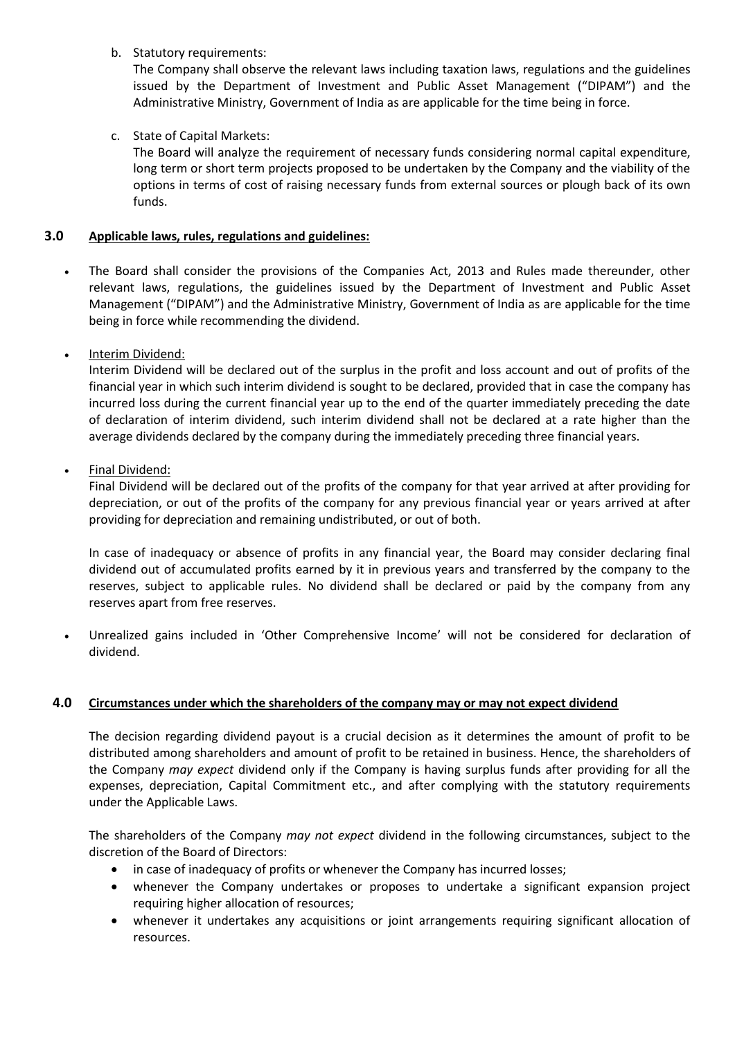b. Statutory requirements:

The Company shall observe the relevant laws including taxation laws, regulations and the guidelines issued by the Department of Investment and Public Asset Management ("DIPAM") and the Administrative Ministry, Government of India as are applicable for the time being in force.

c. State of Capital Markets:

The Board will analyze the requirement of necessary funds considering normal capital expenditure, long term or short term projects proposed to be undertaken by the Company and the viability of the options in terms of cost of raising necessary funds from external sources or plough back of its own funds.

## 3.0 Applicable laws, rules, regulations and guidelines:

- The Board shall consider the provisions of the Companies Act, 2013 and Rules made thereunder, other relevant laws, regulations, the guidelines issued by the Department of Investment and Public Asset Management ("DIPAM") and the Administrative Ministry, Government of India as are applicable for the time being in force while recommending the dividend.

- Interim Dividend:

  Interim Dividend will be declared out of the surplus in the profit and loss account and out of profits of the financial year in which such interim dividend is sought to be declared, provided that in case the company has incurred loss during the current financial year up to the end of the quarter immediately preceding the date of declaration of interim dividend, such interim dividend shall not be declared at a rate higher than the average dividends declared by the company during the immediately preceding three financial years.

- Final Dividend:

  Final Dividend will be declared out of the profits of the company for that year arrived at after providing for depreciation, or out of the profits of the company for any previous financial year or years arrived at after providing for depreciation and remaining undistributed, or out of both.

  In case of inadequacy or absence of profits in any financial year, the Board may consider declaring final dividend out of accumulated profits earned by it in previous years and transferred by the company to the reserves, subject to applicable rules. No dividend shall be declared or paid by the company from any reserves apart from free reserves.

- Unrealized gains included in 'Other Comprehensive Income' will not be considered for declaration of dividend.

## 4.0 Circumstances under which the shareholders of the company may or may not expect dividend

The decision regarding dividend payout is a crucial decision as it determines the amount of profit to be distributed among shareholders and amount of profit to be retained in business. Hence, the shareholders of the Company *may expect* dividend only if the Company is having surplus funds after providing for all the expenses, depreciation, Capital Commitment etc., and after complying with the statutory requirements under the Applicable Laws.

The shareholders of the Company *may not expect* dividend in the following circumstances, subject to the discretion of the Board of Directors:

- in case of inadequacy of profits or whenever the Company has incurred losses;
- whenever the Company undertakes or proposes to undertake a significant expansion project requiring higher allocation of resources;
- whenever it undertakes any acquisitions or joint arrangements requiring significant allocation of resources.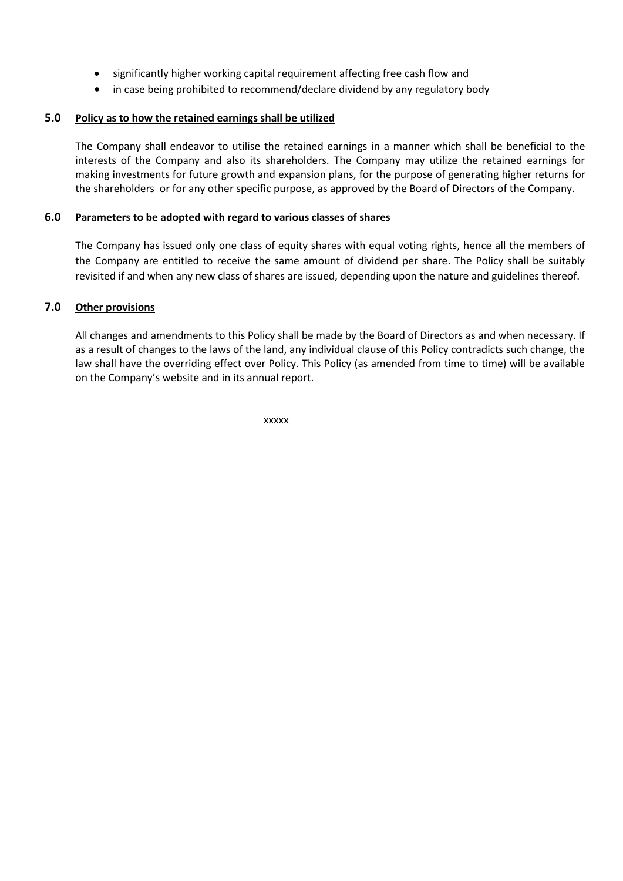- significantly higher working capital requirement affecting free cash flow and
- in case being prohibited to recommend/declare dividend by any regulatory body

## 5.0 Policy as to how the retained earnings shall be utilized

The Company shall endeavor to utilise the retained earnings in a manner which shall be beneficial to the interests of the Company and also its shareholders. The Company may utilize the retained earnings for making investments for future growth and expansion plans, for the purpose of generating higher returns for the shareholders or for any other specific purpose, as approved by the Board of Directors of the Company.

## 6.0 Parameters to be adopted with regard to various classes of shares

The Company has issued only one class of equity shares with equal voting rights, hence all the members of the Company are entitled to receive the same amount of dividend per share. The Policy shall be suitably revisited if and when any new class of shares are issued, depending upon the nature and guidelines thereof.

## 7.0 Other provisions

All changes and amendments to this Policy shall be made by the Board of Directors as and when necessary. If as a result of changes to the laws of the land, any individual clause of this Policy contradicts such change, the law shall have the overriding effect over Policy. This Policy (as amended from time to time) will be available on the Company's website and in its annual report.

xxxxx